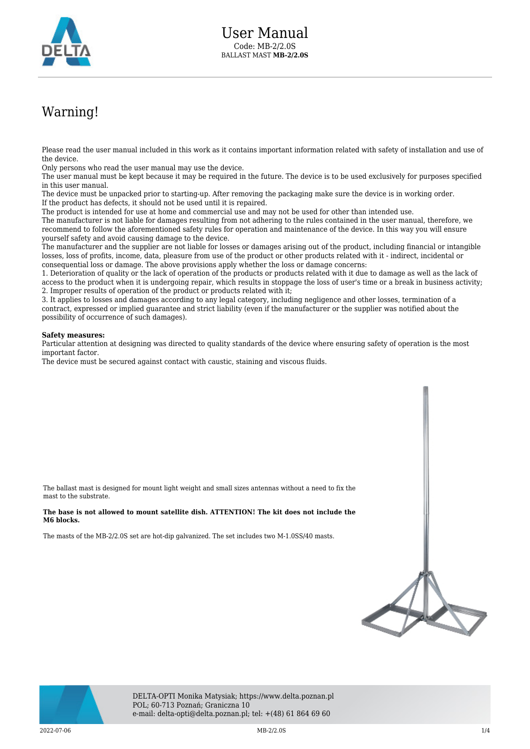# User Manual

Code: MB-2/2.0S

BALLAST MAST **MB-2/2.0S**

## Warning!

Please read the user manual included in this work as it contains important information related with safety of installation and use of the device.
Only persons who read the user manual may use the device.
The user manual must be kept because it may be required in the future. The device is to be used exclusively for purposes specified in this user manual.
The device must be unpacked prior to starting-up. After removing the packaging make sure the device is in working order.
If the product has defects, it should not be used until it is repaired.
The product is intended for use at home and commercial use and may not be used for other than intended use.
The manufacturer is not liable for damages resulting from not adhering to the rules contained in the user manual, therefore, we recommend to follow the aforementioned safety rules for operation and maintenance of the device. In this way you will ensure yourself safety and avoid causing damage to the device.
The manufacturer and the supplier are not liable for losses or damages arising out of the product, including financial or intangible losses, loss of profits, income, data, pleasure from use of the product or other products related with it - indirect, incidental or consequential loss or damage. The above provisions apply whether the loss or damage concerns:
1. Deterioration of quality or the lack of operation of the products or products related with it due to damage as well as the lack of access to the product when it is undergoing repair, which results in stoppage the loss of user's time or a break in business activity;
2. Improper results of operation of the product or products related with it;
3. It applies to losses and damages according to any legal category, including negligence and other losses, termination of a contract, expressed or implied guarantee and strict liability (even if the manufacturer or the supplier was notified about the possibility of occurrence of such damages).

**Safety measures:**
Particular attention at designing was directed to quality standards of the device where ensuring safety of operation is the most important factor.
The device must be secured against contact with caustic, staining and viscous fluids.

The ballast mast is designed for mount light weight and small sizes antennas without a need to fix the mast to the substrate.

**The base is not allowed to mount satellite dish. ATTENTION! The kit does not include the M6 blocks.**

The masts of the MB-2/2.0S set are hot-dip galvanized. The set includes two M-1.0SS/40 masts.

DELTA-OPTI Monika Matysiak; https://www.delta.poznan.pl
POL; 60-713 Poznań; Graniczna 10
e-mail: delta-opti@delta.poznan.pl; tel: +(48) 61 864 69 60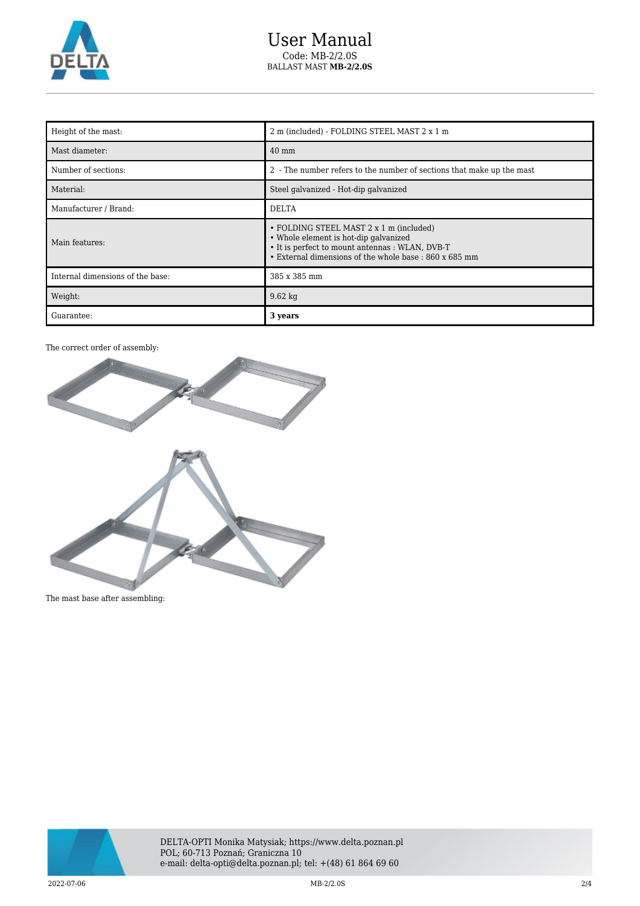| Height of the mast: | 2 m (included) - FOLDING STEEL MAST 2 x 1 m |
| --- | --- |
| Mast diameter: | 40 mm |
| Number of sections: | 2 - The number refers to the number of sections that make up the mast |
| Material: | Steel galvanized - Hot-dip galvanized |
| Manufacturer / Brand: | DELTA |
| Main features: | • FOLDING STEEL MAST 2 x 1 m (included)<br>• Whole element is hot-dip galvanized<br>• It is perfect to mount antennas : WLAN, DVB-T<br>• External dimensions of the whole base : 860 x 685 mm |
| Internal dimensions of the base: | 385 x 385 mm |
| Weight: | 9.62 kg |
| Guarantee: | **3 years** |

The correct order of assembly:

The mast base after assembling: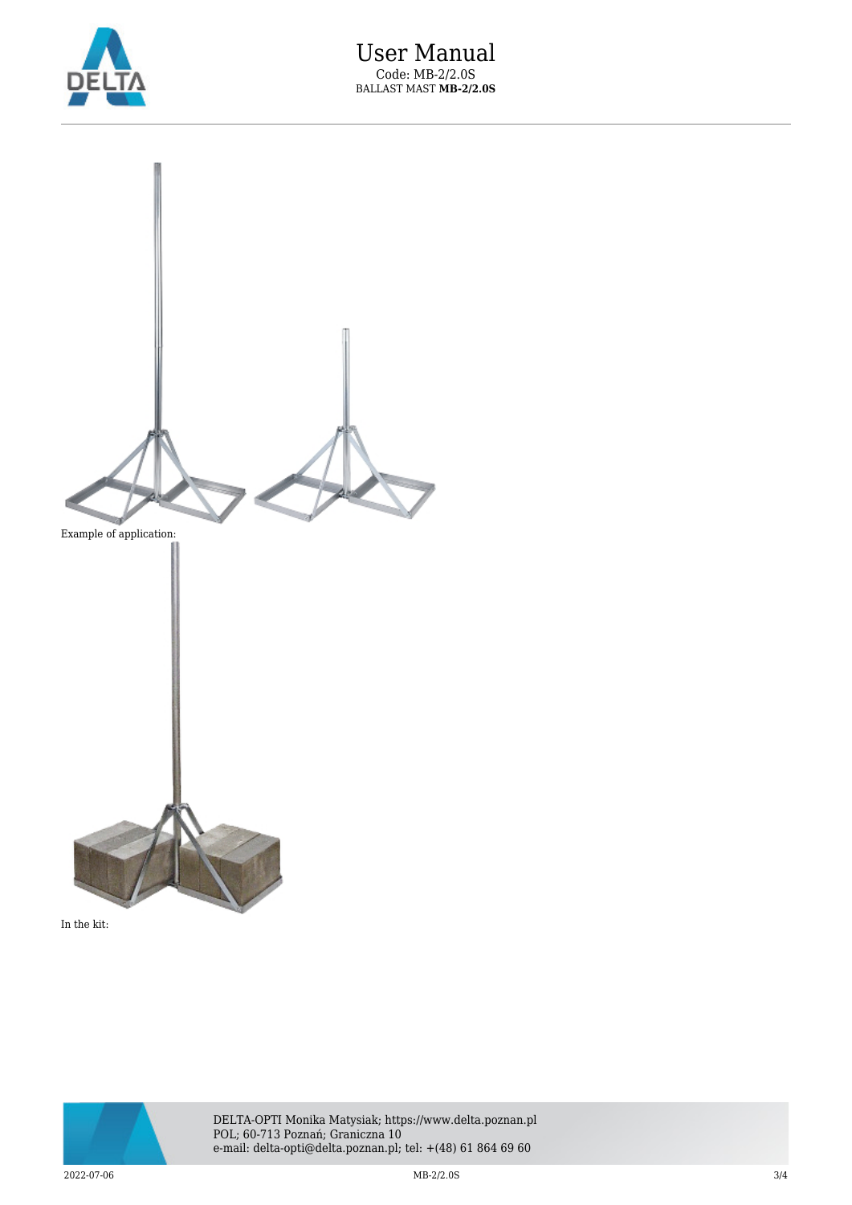Example of application:

In the kit: